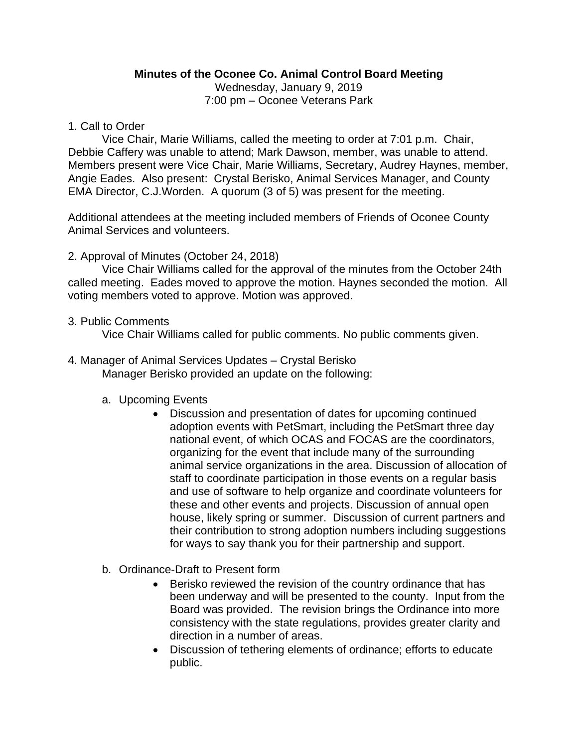**Minutes of the Oconee Co. Animal Control Board Meeting**

Wednesday, January 9, 2019

7:00 pm – Oconee Veterans Park

1. Call to Order

Vice Chair, Marie Williams, called the meeting to order at 7:01 p.m. Chair, Debbie Caffery was unable to attend; Mark Dawson, member, was unable to attend. Members present were Vice Chair, Marie Williams, Secretary, Audrey Haynes, member, Angie Eades. Also present: Crystal Berisko, Animal Services Manager, and County EMA Director, C.J.Worden. A quorum (3 of 5) was present for the meeting.

Additional attendees at the meeting included members of Friends of Oconee County Animal Services and volunteers.

2. Approval of Minutes (October 24, 2018)

Vice Chair Williams called for the approval of the minutes from the October 24th called meeting. Eades moved to approve the motion. Haynes seconded the motion. All voting members voted to approve. Motion was approved.

3. Public Comments

Vice Chair Williams called for public comments. No public comments given.

4. Manager of Animal Services Updates – Crystal Berisko

Manager Berisko provided an update on the following:

a. Upcoming Events
   - Discussion and presentation of dates for upcoming continued adoption events with PetSmart, including the PetSmart three day national event, of which OCAS and FOCAS are the coordinators, organizing for the event that include many of the surrounding animal service organizations in the area. Discussion of allocation of staff to coordinate participation in those events on a regular basis and use of software to help organize and coordinate volunteers for these and other events and projects. Discussion of annual open house, likely spring or summer. Discussion of current partners and their contribution to strong adoption numbers including suggestions for ways to say thank you for their partnership and support.

b. Ordinance-Draft to Present form
   - Berisko reviewed the revision of the country ordinance that has been underway and will be presented to the county. Input from the Board was provided. The revision brings the Ordinance into more consistency with the state regulations, provides greater clarity and direction in a number of areas.
   - Discussion of tethering elements of ordinance; efforts to educate public.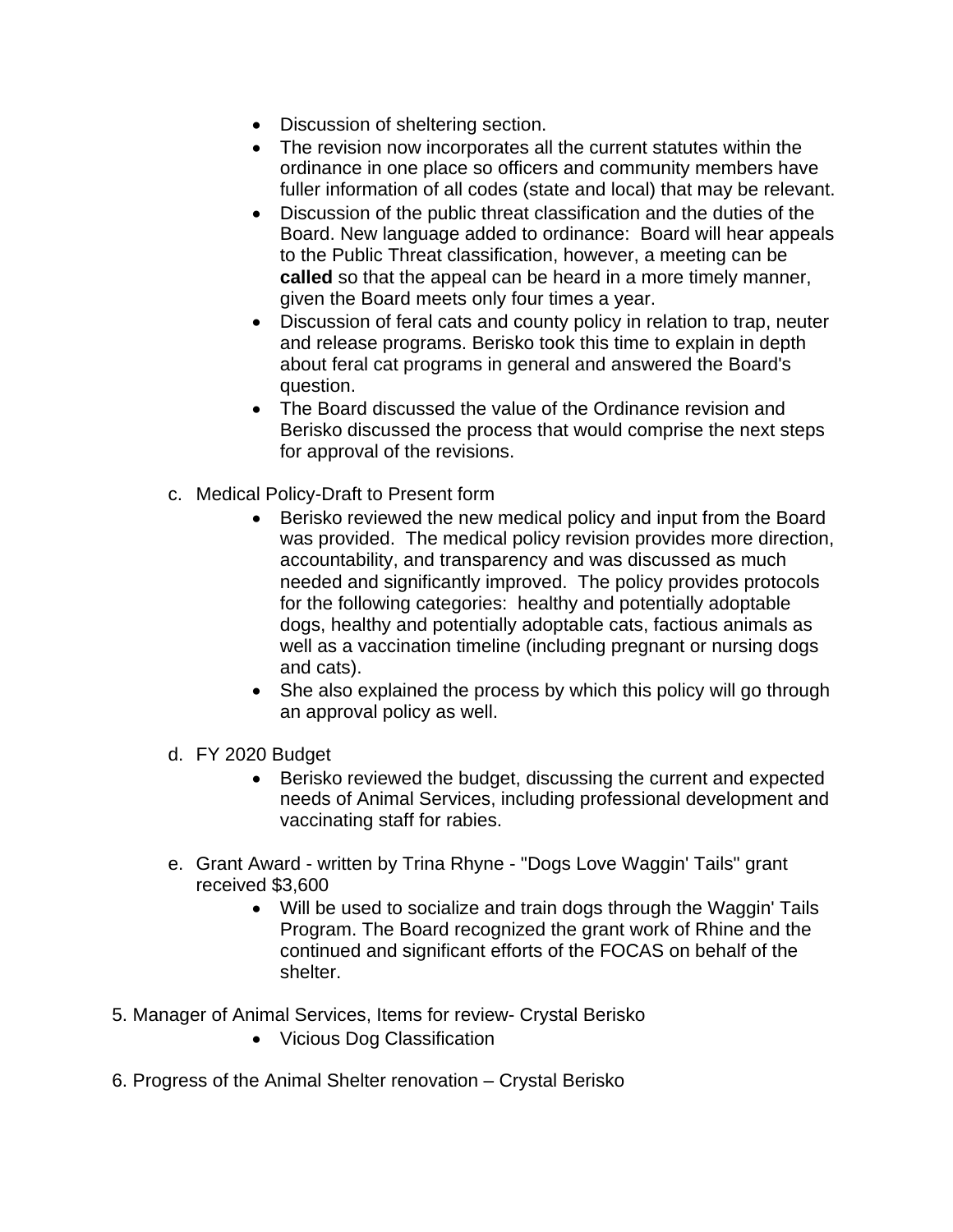- Discussion of sheltering section.
- The revision now incorporates all the current statutes within the ordinance in one place so officers and community members have fuller information of all codes (state and local) that may be relevant.
- Discussion of the public threat classification and the duties of the Board. New language added to ordinance: Board will hear appeals to the Public Threat classification, however, a meeting can be **called** so that the appeal can be heard in a more timely manner, given the Board meets only four times a year.
- Discussion of feral cats and county policy in relation to trap, neuter and release programs. Berisko took this time to explain in depth about feral cat programs in general and answered the Board's question.
- The Board discussed the value of the Ordinance revision and Berisko discussed the process that would comprise the next steps for approval of the revisions.

c. Medical Policy-Draft to Present form

- Berisko reviewed the new medical policy and input from the Board was provided. The medical policy revision provides more direction, accountability, and transparency and was discussed as much needed and significantly improved. The policy provides protocols for the following categories: healthy and potentially adoptable dogs, healthy and potentially adoptable cats, factious animals as well as a vaccination timeline (including pregnant or nursing dogs and cats).
- She also explained the process by which this policy will go through an approval policy as well.

d. FY 2020 Budget

- Berisko reviewed the budget, discussing the current and expected needs of Animal Services, including professional development and vaccinating staff for rabies.

e. Grant Award - written by Trina Rhyne - "Dogs Love Waggin' Tails" grant received $3,600

- Will be used to socialize and train dogs through the Waggin' Tails Program. The Board recognized the grant work of Rhine and the continued and significant efforts of the FOCAS on behalf of the shelter.

5. Manager of Animal Services, Items for review- Crystal Berisko
   - Vicious Dog Classification

6. Progress of the Animal Shelter renovation – Crystal Berisko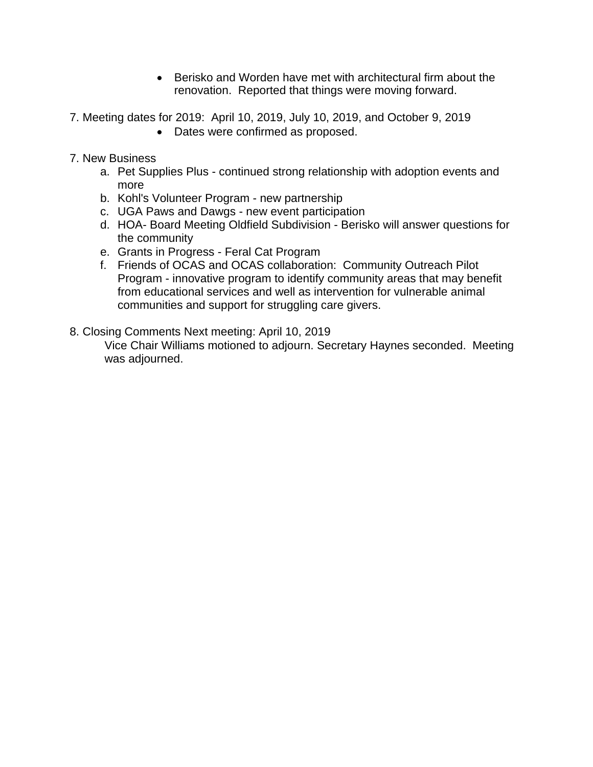- Berisko and Worden have met with architectural firm about the renovation. Reported that things were moving forward.

7. Meeting dates for 2019: April 10, 2019, July 10, 2019, and October 9, 2019
    - Dates were confirmed as proposed.

7. New Business
    a. Pet Supplies Plus - continued strong relationship with adoption events and more
    b. Kohl's Volunteer Program - new partnership
    c. UGA Paws and Dawgs - new event participation
    d. HOA- Board Meeting Oldfield Subdivision - Berisko will answer questions for the community
    e. Grants in Progress - Feral Cat Program
    f. Friends of OCAS and OCAS collaboration: Community Outreach Pilot Program - innovative program to identify community areas that may benefit from educational services and well as intervention for vulnerable animal communities and support for struggling care givers.

8. Closing Comments Next meeting: April 10, 2019

    Vice Chair Williams motioned to adjourn. Secretary Haynes seconded. Meeting was adjourned.